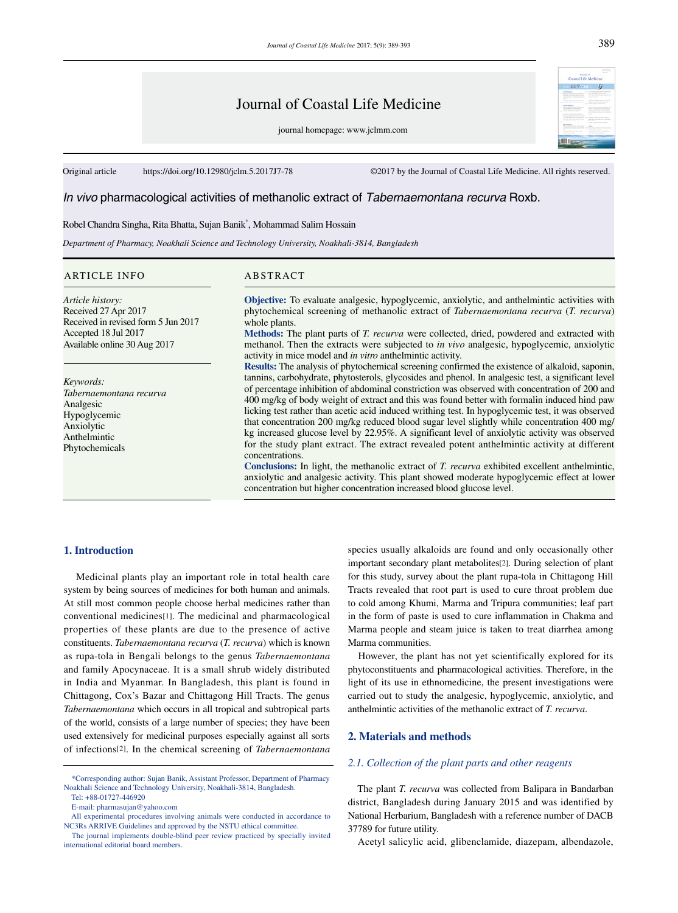Journal of Coastal Life Medicine

journal homepage: www.jclmm.com

Original article https://doi.org/10.12980/jclm.5.2017J7-78 ©2017 by the Journal of Coastal Life Medicine. All rights reserved.

# *In vivo* pharmacological activities of methanolic extract of *Tabernaemontana recurva* Roxb.

Robel Chandra Singha, Rita Bhatta, Sujan Banik*, Mohammad Salim Hossain

*Department of Pharmacy, Noakhali Science and Technology University, Noakhali-3814, Bangladesh*

## ARTICLE INFO

*Article history:*
Received 27 Apr 2017
Received in revised form 5 Jun 2017
Accepted 18 Jul 2017
Available online 30 Aug 2017

*Keywords:*
*Tabernaemontana recurva*
Analgesic
Hypoglycemic
Anxiolytic
Anthelmintic
Phytochemicals

## ABSTRACT

**Objective:** To evaluate analgesic, hypoglycemic, anxiolytic, and anthelmintic activities with phytochemical screening of methanolic extract of *Tabernaemontana recurva* (*T. recurva*) whole plants.

**Methods:** The plant parts of *T. recurva* were collected, dried, powdered and extracted with methanol. Then the extracts were subjected to *in vivo* analgesic, hypoglycemic, anxiolytic activity in mice model and *in vitro* anthelmintic activity.

**Results:** The analysis of phytochemical screening confirmed the existence of alkaloid, saponin, tannins, carbohydrate, phytosterols, glycosides and phenol. In analgesic test, a significant level of percentage inhibition of abdominal constriction was observed with concentration of 200 and 400 mg/kg of body weight of extract and this was found better with formalin induced hind paw licking test rather than acetic acid induced writhing test. In hypoglycemic test, it was observed that concentration 200 mg/kg reduced blood sugar level slightly while concentration 400 mg/kg increased glucose level by 22.95%. A significant level of anxiolytic activity was observed for the study plant extract. The extract revealed potent anthelmintic activity at different concentrations.

**Conclusions:** In light, the methanolic extract of *T. recurva* exhibited excellent anthelmintic, anxiolytic and analgesic activity. This plant showed moderate hypoglycemic effect at lower concentration but higher concentration increased blood glucose level.

## 1. Introduction

Medicinal plants play an important role in total health care system by being sources of medicines for both human and animals. At still most common people choose herbal medicines rather than conventional medicines[1]. The medicinal and pharmacological properties of these plants are due to the presence of active constituents. *Tabernaemontana recurva* (*T. recurva*) which is known as rupa-tola in Bengali belongs to the genus *Tabernaemontana* and family Apocynaceae. It is a small shrub widely distributed in India and Myanmar. In Bangladesh, this plant is found in Chittagong, Cox's Bazar and Chittagong Hill Tracts. The genus *Tabernaemontana* which occurs in all tropical and subtropical parts of the world, consists of a large number of species; they have been used extensively for medicinal purposes especially against all sorts of infections[2]. In the chemical screening of *Tabernaemontana* species usually alkaloids are found and only occasionally other important secondary plant metabolites[2]. During selection of plant for this study, survey about the plant rupa-tola in Chittagong Hill Tracts revealed that root part is used to cure throat problem due to cold among Khumi, Marma and Tripura communities; leaf part in the form of paste is used to cure inflammation in Chakma and Marma people and steam juice is taken to treat diarrhea among Marma communities.

However, the plant has not yet scientifically explored for its phytoconstituents and pharmacological activities. Therefore, in the light of its use in ethnomedicine, the present investigations were carried out to study the analgesic, hypoglycemic, anxiolytic, and anthelmintic activities of the methanolic extract of *T. recurva*.

## 2. Materials and methods

### 2.1. Collection of the plant parts and other reagents

The plant *T. recurva* was collected from Balipara in Bandarban district, Bangladesh during January 2015 and was identified by National Herbarium, Bangladesh with a reference number of DACB 37789 for future utility.

Acetyl salicylic acid, glibenclamide, diazepam, albendazole,

*Corresponding author: Sujan Banik, Assistant Professor, Department of Pharmacy Noakhali Science and Technology University, Noakhali-3814, Bangladesh.
Tel: +88-01727-446920
E-mail: pharmasujan@yahoo.com

All experimental procedures involving animals were conducted in accordance to NC3Rs ARRIVE Guidelines and approved by the NSTU ethical committee.

The journal implements double-blind peer review practiced by specially invited international editorial board members.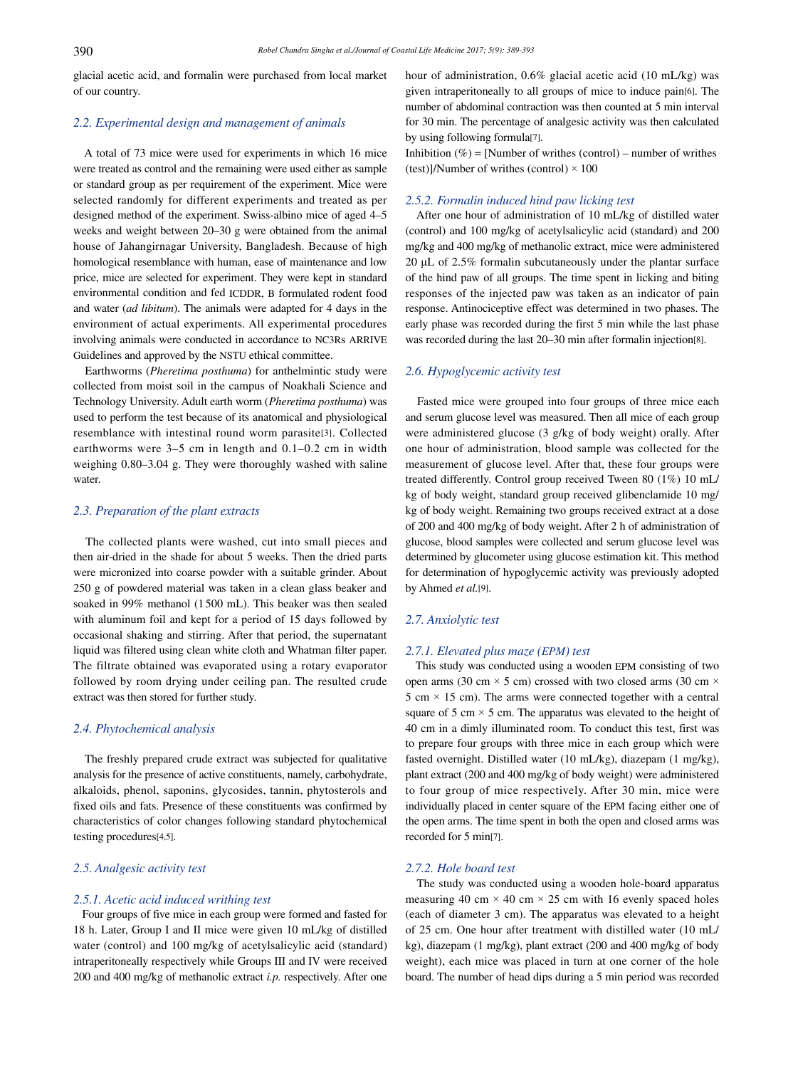glacial acetic acid, and formalin were purchased from local market of our country.

### 2.2. Experimental design and management of animals

A total of 73 mice were used for experiments in which 16 mice were treated as control and the remaining were used either as sample or standard group as per requirement of the experiment. Mice were selected randomly for different experiments and treated as per designed method of the experiment. Swiss-albino mice of aged 4–5 weeks and weight between 20–30 g were obtained from the animal house of Jahangirnagar University, Bangladesh. Because of high homological resemblance with human, ease of maintenance and low price, mice are selected for experiment. They were kept in standard environmental condition and fed ICDDR, B formulated rodent food and water (*ad libitum*). The animals were adapted for 4 days in the environment of actual experiments. All experimental procedures involving animals were conducted in accordance to NC3Rs ARRIVE Guidelines and approved by the NSTU ethical committee.

Earthworms (*Pheretima posthuma*) for anthelmintic study were collected from moist soil in the campus of Noakhali Science and Technology University. Adult earth worm (*Pheretima posthuma*) was used to perform the test because of its anatomical and physiological resemblance with intestinal round worm parasite[3]. Collected earthworms were 3–5 cm in length and 0.1–0.2 cm in width weighing 0.80–3.04 g. They were thoroughly washed with saline water.

### 2.3. Preparation of the plant extracts

The collected plants were washed, cut into small pieces and then air-dried in the shade for about 5 weeks. Then the dried parts were micronized into coarse powder with a suitable grinder. About 250 g of powdered material was taken in a clean glass beaker and soaked in 99% methanol (1 500 mL). This beaker was then sealed with aluminum foil and kept for a period of 15 days followed by occasional shaking and stirring. After that period, the supernatant liquid was filtered using clean white cloth and Whatman filter paper. The filtrate obtained was evaporated using a rotary evaporator followed by room drying under ceiling pan. The resulted crude extract was then stored for further study.

### 2.4. Phytochemical analysis

The freshly prepared crude extract was subjected for qualitative analysis for the presence of active constituents, namely, carbohydrate, alkaloids, phenol, saponins, glycosides, tannin, phytosterols and fixed oils and fats. Presence of these constituents was confirmed by characteristics of color changes following standard phytochemical testing procedures[4,5].

### 2.5. Analgesic activity test

#### 2.5.1. Acetic acid induced writhing test

Four groups of five mice in each group were formed and fasted for 18 h. Later, Group I and II mice were given 10 mL/kg of distilled water (control) and 100 mg/kg of acetylsalicylic acid (standard) intraperitoneally respectively while Groups III and IV were received 200 and 400 mg/kg of methanolic extract *i.p.* respectively. After one hour of administration, 0.6% glacial acetic acid (10 mL/kg) was given intraperitoneally to all groups of mice to induce pain[6]. The number of abdominal contraction was then counted at 5 min interval for 30 min. The percentage of analgesic activity was then calculated by using following formula[7].

Inhibition (%) = [Number of writhes (control) – number of writhes (test)]/Number of writhes (control) × 100

#### 2.5.2. Formalin induced hind paw licking test

After one hour of administration of 10 mL/kg of distilled water (control) and 100 mg/kg of acetylsalicylic acid (standard) and 200 mg/kg and 400 mg/kg of methanolic extract, mice were administered 20 µL of 2.5% formalin subcutaneously under the plantar surface of the hind paw of all groups. The time spent in licking and biting responses of the injected paw was taken as an indicator of pain response. Antinociceptive effect was determined in two phases. The early phase was recorded during the first 5 min while the last phase was recorded during the last 20–30 min after formalin injection[8].

### 2.6. Hypoglycemic activity test

Fasted mice were grouped into four groups of three mice each and serum glucose level was measured. Then all mice of each group were administered glucose (3 g/kg of body weight) orally. After one hour of administration, blood sample was collected for the measurement of glucose level. After that, these four groups were treated differently. Control group received Tween 80 (1%) 10 mL/kg of body weight, standard group received glibenclamide 10 mg/kg of body weight. Remaining two groups received extract at a dose of 200 and 400 mg/kg of body weight. After 2 h of administration of glucose, blood samples were collected and serum glucose level was determined by glucometer using glucose estimation kit. This method for determination of hypoglycemic activity was previously adopted by Ahmed *et al.*[9].

### 2.7. Anxiolytic test

#### 2.7.1. Elevated plus maze (EPM) test

This study was conducted using a wooden EPM consisting of two open arms (30 cm × 5 cm) crossed with two closed arms (30 cm × 5 cm × 15 cm). The arms were connected together with a central square of 5 cm × 5 cm. The apparatus was elevated to the height of 40 cm in a dimly illuminated room. To conduct this test, first was to prepare four groups with three mice in each group which were fasted overnight. Distilled water (10 mL/kg), diazepam (1 mg/kg), plant extract (200 and 400 mg/kg of body weight) were administered to four group of mice respectively. After 30 min, mice were individually placed in center square of the EPM facing either one of the open arms. The time spent in both the open and closed arms was recorded for 5 min[7].

#### 2.7.2. Hole board test

The study was conducted using a wooden hole-board apparatus measuring 40 cm × 40 cm × 25 cm with 16 evenly spaced holes (each of diameter 3 cm). The apparatus was elevated to a height of 25 cm. One hour after treatment with distilled water (10 mL/kg), diazepam (1 mg/kg), plant extract (200 and 400 mg/kg of body weight), each mice was placed in turn at one corner of the hole board. The number of head dips during a 5 min period was recorded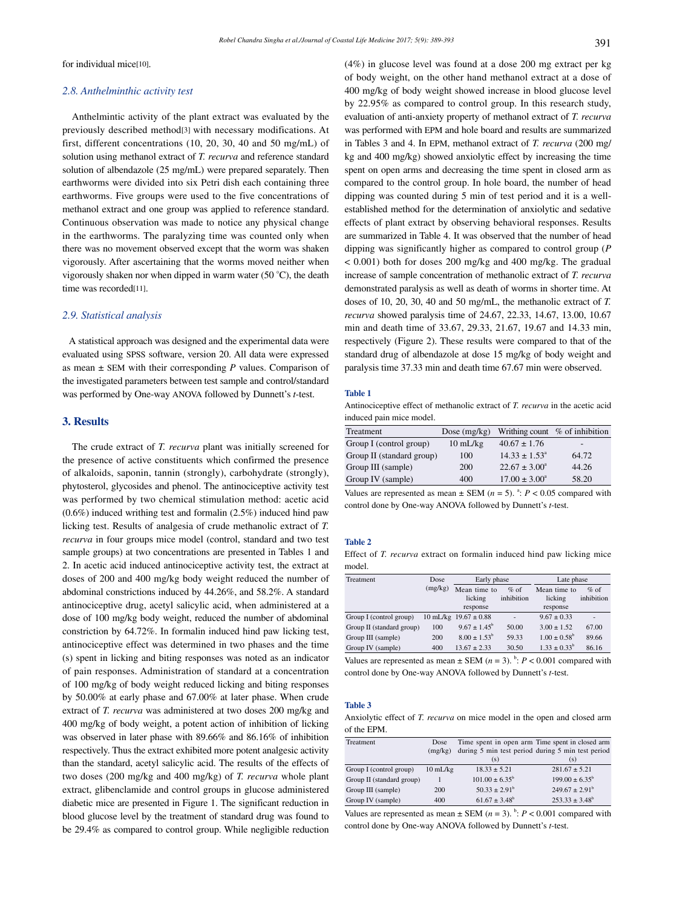for individual mice[10].

### 2.8. Anthelminthic activity test

Anthelmintic activity of the plant extract was evaluated by the previously described method[3] with necessary modifications. At first, different concentrations (10, 20, 30, 40 and 50 mg/mL) of solution using methanol extract of *T. recurva* and reference standard solution of albendazole (25 mg/mL) were prepared separately. Then earthworms were divided into six Petri dish each containing three earthworms. Five groups were used to the five concentrations of methanol extract and one group was applied to reference standard. Continuous observation was made to notice any physical change in the earthworms. The paralyzing time was counted only when there was no movement observed except that the worm was shaken vigorously. After ascertaining that the worms moved neither when vigorously shaken nor when dipped in warm water (50 °C), the death time was recorded[11].

### 2.9. Statistical analysis

A statistical approach was designed and the experimental data were evaluated using SPSS software, version 20. All data were expressed as mean ± SEM with their corresponding *P* values. Comparison of the investigated parameters between test sample and control/standard was performed by One-way ANOVA followed by Dunnett's *t*-test.

## 3. Results

The crude extract of *T. recurva* plant was initially screened for the presence of active constituents which confirmed the presence of alkaloids, saponin, tannin (strongly), carbohydrate (strongly), phytosterol, glycosides and phenol. The antinociceptive activity test was performed by two chemical stimulation method: acetic acid (0.6%) induced writhing test and formalin (2.5%) induced hind paw licking test. Results of analgesia of crude methanolic extract of *T. recurva* in four groups mice model (control, standard and two test sample groups) at two concentrations are presented in Tables 1 and 2. In acetic acid induced antinociceptive activity test, the extract at doses of 200 and 400 mg/kg body weight reduced the number of abdominal constrictions induced by 44.26%, and 58.2%. A standard antinociceptive drug, acetyl salicylic acid, when administered at a dose of 100 mg/kg body weight, reduced the number of abdominal constriction by 64.72%. In formalin induced hind paw licking test, antinociceptive effect was determined in two phases and the time (s) spent in licking and biting responses was noted as an indicator of pain responses. Administration of standard at a concentration of 100 mg/kg of body weight reduced licking and biting responses by 50.00% at early phase and 67.00% at later phase. When crude extract of *T. recurva* was administered at two doses 200 mg/kg and 400 mg/kg of body weight, a potent action of inhibition of licking was observed in later phase with 89.66% and 86.16% of inhibition respectively. Thus the extract exhibited more potent analgesic activity than the standard, acetyl salicylic acid. The results of the effects of two doses (200 mg/kg and 400 mg/kg) of *T. recurva* whole plant extract, glibenclamide and control groups in glucose administered diabetic mice are presented in Figure 1. The significant reduction in blood glucose level by the treatment of standard drug was found to be 29.4% as compared to control group. While negligible reduction (4%) in glucose level was found at a dose 200 mg extract per kg of body weight, on the other hand methanol extract at a dose of 400 mg/kg of body weight showed increase in blood glucose level by 22.95% as compared to control group. In this research study, evaluation of anti-anxiety property of methanol extract of *T. recurva* was performed with EPM and hole board and results are summarized in Tables 3 and 4. In EPM, methanol extract of *T. recurva* (200 mg/kg and 400 mg/kg) showed anxiolytic effect by increasing the time spent on open arms and decreasing the time spent in closed arm as compared to the control group. In hole board, the number of head dipping was counted during 5 min of test period and it is a well-established method for the determination of anxiolytic and sedative effects of plant extract by observing behavioral responses. Results are summarized in Table 4. It was observed that the number of head dipping was significantly higher as compared to control group ($P < 0.001$) both for doses 200 mg/kg and 400 mg/kg. The gradual increase of sample concentration of methanolic extract of *T. recurva* demonstrated paralysis as well as death of worms in shorter time. At doses of 10, 20, 30, 40 and 50 mg/mL, the methanolic extract of *T. recurva* showed paralysis time of 24.67, 22.33, 14.67, 13.00, 10.67 min and death time of 33.67, 29.33, 21.67, 19.67 and 14.33 min, respectively (Figure 2). These results were compared to that of the standard drug of albendazole at dose 15 mg/kg of body weight and paralysis time 37.33 min and death time 67.67 min were observed.

**Table 1**

Antinociceptive effect of methanolic extract of *T. recurva* in the acetic acid induced pain mice model.

| Treatment | Dose (mg/kg) | Writhing count | % of inhibition |
|---|---|---|---|
| Group I (control group) | 10 mL/kg | 40.67 ± 1.76 | - |
| Group II (standard group) | 100 | 14.33 ± 1.53[a] | 64.72 |
| Group III (sample) | 200 | 22.67 ± 3.00[a] | 44.26 |
| Group IV (sample) | 400 | 17.00 ± 3.00[a] | 58.20 |

Values are represented as mean ± SEM ($n = 5$). [a]: $P < 0.05$ compared with control done by One-way ANOVA followed by Dunnett's *t*-test.

**Table 2**

Effect of *T. recurva* extract on formalin induced hind paw licking mice model.

| Treatment | Dose (mg/kg) | Early phase | | Late phase | |
|---|---|---|---|---|---|
| | | Mean time to licking response | % of inhibition | Mean time to licking response | % of inhibition |
| Group I (control group) | 10 mL/kg | 19.67 ± 0.88 | - | 9.67 ± 0.33 | - |
| Group II (standard group) | 100 | 9.67 ± 1.45[b] | 50.00 | 3.00 ± 1.52 | 67.00 |
| Group III (sample) | 200 | 8.00 ± 1.53[b] | 59.33 | 1.00 ± 0.58[b] | 89.66 |
| Group IV (sample) | 400 | 13.67 ± 2.33 | 30.50 | 1.33 ± 0.33[b] | 86.16 |

Values are represented as mean ± SEM ($n = 3$). [b]: $P < 0.001$ compared with control done by One-way ANOVA followed by Dunnett's *t*-test.

**Table 3**

Anxiolytic effect of *T. recurva* on mice model in the open and closed arm of the EPM.

| Treatment | Dose (mg/kg) | Time spent in open arm during 5 min test period (s) | Time spent in closed arm during 5 min test period (s) |
|---|---|---|---|
| Group I (control group) | 10 mL/kg | 18.33 ± 5.21 | 281.67 ± 5.21 |
| Group II (standard group) | 1 | 101.00 ± 6.35[b] | 199.00 ± 6.35[b] |
| Group III (sample) | 200 | 50.33 ± 2.91[b] | 249.67 ± 2.91[b] |
| Group IV (sample) | 400 | 61.67 ± 3.48[b] | 253.33 ± 3.48[b] |

Values are represented as mean ± SEM ($n = 3$). [b]: $P < 0.001$ compared with control done by One-way ANOVA followed by Dunnett's *t*-test.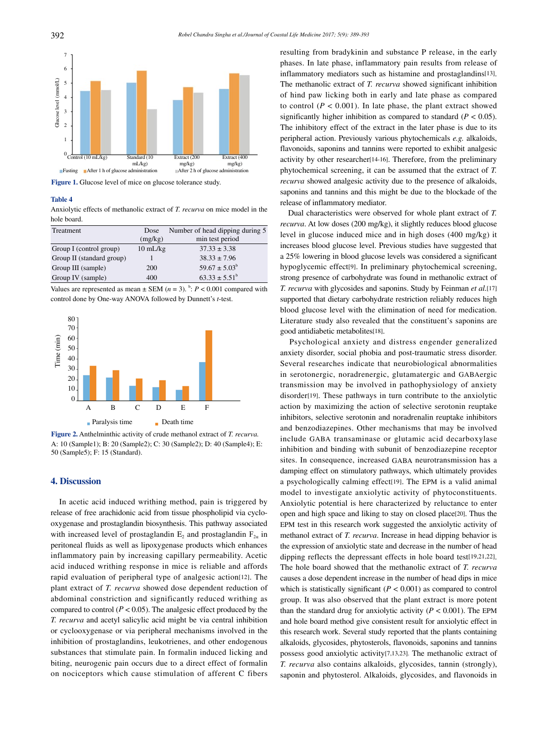**Figure 1.** Glucose level of mice on glucose tolerance study.

**Table 4**

Anxiolytic effects of methanolic extract of *T. recurva* on mice model in the hole board.

| Treatment | Dose (mg/kg) | Number of head dipping during 5 min test period |
|---|---|---|
| Group I (control group) | 10 mL/kg | 37.33 ± 3.38 |
| Group II (standard group) | 1 | 38.33 ± 7.96 |
| Group III (sample) | 200 | 59.67 ± 5.03[b] |
| Group IV (sample) | 400 | 63.33 ± 5.51[b] |

Values are represented as mean ± SEM ($n$ = 3). [b]: $P < 0.001$ compared with control done by One-way ANOVA followed by Dunnett's *t*-test.

**Figure 2.** Anthelminthic activity of crude methanol extract of *T. recurva*. A: 10 (Sample1); B: 20 (Sample2); C: 30 (Sample2); D: 40 (Sample4); E: 50 (Sample5); F: 15 (Standard).

## 4. Discussion

In acetic acid induced writhing method, pain is triggered by release of free arachidonic acid from tissue phospholipid via cyclo-oxygenase and prostaglandin biosynthesis. This pathway associated with increased level of prostaglandin $E_2$ and prostaglandin $F_{2\alpha}$ in peritoneal fluids as well as lipoxygenase products which enhances inflammatory pain by increasing capillary permeability. Acetic acid induced writhing response in mice is reliable and affords rapid evaluation of peripheral type of analgesic action[12]. The plant extract of *T. recurva* showed dose dependent reduction of abdominal constriction and significantly reduced writhing as compared to control ($P < 0.05$). The analgesic effect produced by the *T. recurva* and acetyl salicylic acid might be via central inhibition or cyclooxygenase or via peripheral mechanisms involved in the inhibition of prostaglandins, leukotrienes, and other endogenous substances that stimulate pain. In formalin induced licking and biting, neurogenic pain occurs due to a direct effect of formalin on nociceptors which cause stimulation of afferent C fibers resulting from bradykinin and substance P release, in the early phases. In late phase, inflammatory pain results from release of inflammatory mediators such as histamine and prostaglandins[13]. The methanolic extract of *T. recurva* showed significant inhibition of hind paw licking both in early and late phase as compared to control ($P < 0.001$). In late phase, the plant extract showed significantly higher inhibition as compared to standard ($P < 0.05$). The inhibitory effect of the extract in the later phase is due to its peripheral action. Previously various phytochemicals *e.g.* alkaloids, flavonoids, saponins and tannins were reported to exhibit analgesic activity by other researcher[14-16]. Therefore, from the preliminary phytochemical screening, it can be assumed that the extract of *T. recurva* showed analgesic activity due to the presence of alkaloids, saponins and tannins and this might be due to the blockade of the release of inflammatory mediator.

Dual characteristics were observed for whole plant extract of *T. recurva*. At low doses (200 mg/kg), it slightly reduces blood glucose level in glucose induced mice and in high doses (400 mg/kg) it increases blood glucose level. Previous studies have suggested that a 25% lowering in blood glucose levels was considered a significant hypoglycemic effect[9]. In preliminary phytochemical screening, strong presence of carbohydrate was found in methanolic extract of *T. recurva* with glycosides and saponins. Study by Feinman *et al.*[17] supported that dietary carbohydrate restriction reliably reduces high blood glucose level with the elimination of need for medication. Literature study also revealed that the constituent's saponins are good antidiabetic metabolites[18].

Psychological anxiety and distress engender generalized anxiety disorder, social phobia and post-traumatic stress disorder. Several researches indicate that neurobiological abnormalities in serotonergic, noradrenergic, glutamatergic and GABAergic transmission may be involved in pathophysiology of anxiety disorder[19]. These pathways in turn contribute to the anxiolytic action by maximizing the action of selective serotonin reuptake inhibitors, selective serotonin and noradrenalin reuptake inhibitors and benzodiazepines. Other mechanisms that may be involved include GABA transaminase or glutamic acid decarboxylase inhibition and binding with subunit of benzodiazepine receptor sites. In consequence, increased GABA neurotransmission has a damping effect on stimulatory pathways, which ultimately provides a psychologically calming effect[19]. The EPM is a valid animal model to investigate anxiolytic activity of phytoconstituents. Anxiolytic potential is here characterized by reluctance to enter open and high space and liking to stay on closed place[20]. Thus the EPM test in this research work suggested the anxiolytic activity of methanol extract of *T. recurva*. Increase in head dipping behavior is the expression of anxiolytic state and decrease in the number of head dipping reflects the depressant effects in hole board test[19,21,22]. The hole board showed that the methanolic extract of *T. recurva* causes a dose dependent increase in the number of head dips in mice which is statistically significant ($P < 0.001$) as compared to control group. It was also observed that the plant extract is more potent than the standard drug for anxiolytic activity ($P < 0.001$). The EPM and hole board method give consistent result for anxiolytic effect in this research work. Several study reported that the plants containing alkaloids, glycosides, phytosterols, flavonoids, saponins and tannins possess good anxiolytic activity[7,13,23]. The methanolic extract of *T. recurva* also contains alkaloids, glycosides, tannin (strongly), saponin and phytosterol. Alkaloids, glycosides, and flavonoids in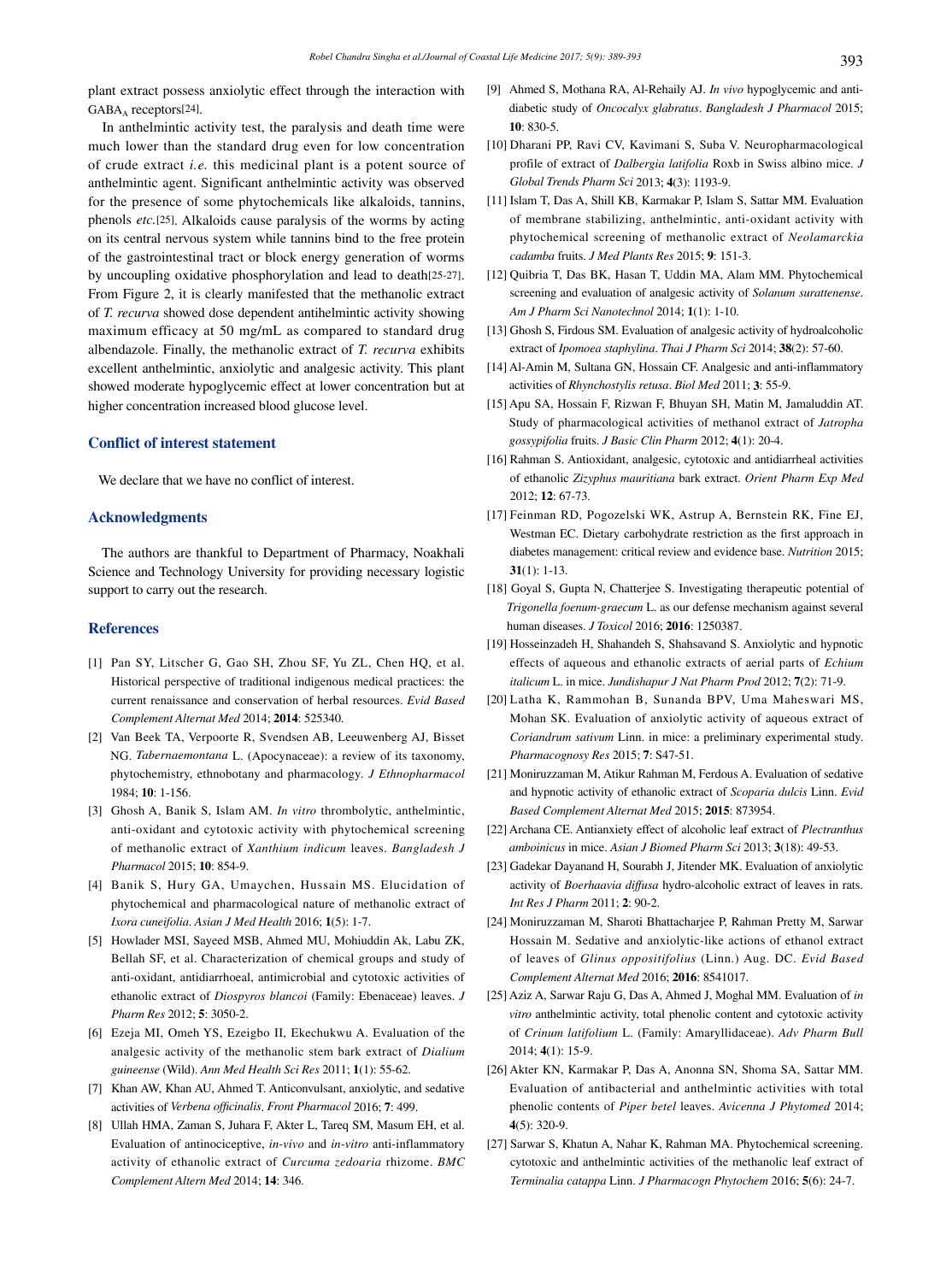plant extract possess anxiolytic effect through the interaction with $GABA_A$ receptors[24].

In anthelmintic activity test, the paralysis and death time were much lower than the standard drug even for low concentration of crude extract *i.e.* this medicinal plant is a potent source of anthelmintic agent. Significant anthelmintic activity was observed for the presence of some phytochemicals like alkaloids, tannins, phenols *etc.*[25]. Alkaloids cause paralysis of the worms by acting on its central nervous system while tannins bind to the free protein of the gastrointestinal tract or block energy generation of worms by uncoupling oxidative phosphorylation and lead to death[25-27]. From Figure 2, it is clearly manifested that the methanolic extract of *T. recurva* showed dose dependent antihelmintic activity showing maximum efficacy at 50 mg/mL as compared to standard drug albendazole. Finally, the methanolic extract of *T. recurva* exhibits excellent anthelmintic, anxiolytic and analgesic activity. This plant showed moderate hypoglycemic effect at lower concentration but at higher concentration increased blood glucose level.

## Conflict of interest statement

We declare that we have no conflict of interest.

## Acknowledgments

The authors are thankful to Department of Pharmacy, Noakhali Science and Technology University for providing necessary logistic support to carry out the research.

## References

[1] Pan SY, Litscher G, Gao SH, Zhou SF, Yu ZL, Chen HQ, et al. Historical perspective of traditional indigenous medical practices: the current renaissance and conservation of herbal resources. *Evid Based Complement Alternat Med* 2014; **2014**: 525340.

[2] Van Beek TA, Verpoorte R, Svendsen AB, Leeuwenberg AJ, Bisset NG. *Tabernaemontana* L. (Apocynaceae): a review of its taxonomy, phytochemistry, ethnobotany and pharmacology. *J Ethnopharmacol* 1984; **10**: 1-156.

[3] Ghosh A, Banik S, Islam AM. *In vitro* thrombolytic, anthelmintic, anti-oxidant and cytotoxic activity with phytochemical screening of methanolic extract of *Xanthium indicum* leaves. *Bangladesh J Pharmacol* 2015; **10**: 854-9.

[4] Banik S, Hury GA, Umaychen, Hussain MS. Elucidation of phytochemical and pharmacological nature of methanolic extract of *Ixora cuneifolia*. *Asian J Med Health* 2016; **1**(5): 1-7.

[5] Howlader MSI, Sayeed MSB, Ahmed MU, Mohiuddin Ak, Labu ZK, Bellah SF, et al. Characterization of chemical groups and study of anti-oxidant, antidiarrhoeal, antimicrobial and cytotoxic activities of ethanolic extract of *Diospyros blancoi* (Family: Ebenaceae) leaves. *J Pharm Res* 2012; **5**: 3050-2.

[6] Ezeja MI, Omeh YS, Ezeigbo II, Ekechukwu A. Evaluation of the analgesic activity of the methanolic stem bark extract of *Dialium guineense* (Wild). *Ann Med Health Sci Res* 2011; **1**(1): 55-62.

[7] Khan AW, Khan AU, Ahmed T. Anticonvulsant, anxiolytic, and sedative activities of *Verbena officinalis*. *Front Pharmacol* 2016; **7**: 499.

[8] Ullah HMA, Zaman S, Juhara F, Akter L, Tareq SM, Masum EH, et al. Evaluation of antinociceptive, *in-vivo* and *in-vitro* anti-inflammatory activity of ethanolic extract of *Curcuma zedoaria* rhizome. *BMC Complement Altern Med* 2014; **14**: 346.

[9] Ahmed S, Mothana RA, Al-Rehaily AJ. *In vivo* hypoglycemic and anti-diabetic study of *Oncocalyx glabratus*. *Bangladesh J Pharmacol* 2015; **10**: 830-5.

[10] Dharani PP, Ravi CV, Kavimani S, Suba V. Neuropharmacological profile of extract of *Dalbergia latifolia* Roxb in Swiss albino mice. *J Global Trends Pharm Sci* 2013; **4**(3): 1193-9.

[11] Islam T, Das A, Shill KB, Karmakar P, Islam S, Sattar MM. Evaluation of membrane stabilizing, anthelmintic, anti-oxidant activity with phytochemical screening of methanolic extract of *Neolamarckia cadamba* fruits. *J Med Plants Res* 2015; **9**: 151-3.

[12] Quibria T, Das BK, Hasan T, Uddin MA, Alam MM. Phytochemical screening and evaluation of analgesic activity of *Solanum surattenense*. *Am J Pharm Sci Nanotechnol* 2014; **1**(1): 1-10.

[13] Ghosh S, Firdous SM. Evaluation of analgesic activity of hydroalcoholic extract of *Ipomoea staphylina*. *Thai J Pharm Sci* 2014; **38**(2): 57-60.

[14] Al-Amin M, Sultana GN, Hossain CF. Analgesic and anti-inflammatory activities of *Rhynchostylis retusa*. *Biol Med* 2011; **3**: 55-9.

[15] Apu SA, Hossain F, Rizwan F, Bhuyan SH, Matin M, Jamaluddin AT. Study of pharmacological activities of methanol extract of *Jatropha gossypifolia* fruits. *J Basic Clin Pharm* 2012; **4**(1): 20-4.

[16] Rahman S. Antioxidant, analgesic, cytotoxic and antidiarrheal activities of ethanolic *Zizyphus mauritiana* bark extract. *Orient Pharm Exp Med* 2012; **12**: 67-73.

[17] Feinman RD, Pogozelski WK, Astrup A, Bernstein RK, Fine EJ, Westman EC. Dietary carbohydrate restriction as the first approach in diabetes management: critical review and evidence base. *Nutrition* 2015; **31**(1): 1-13.

[18] Goyal S, Gupta N, Chatterjee S. Investigating therapeutic potential of *Trigonella foenum-graecum* L. as our defense mechanism against several human diseases. *J Toxicol* 2016; **2016**: 1250387.

[19] Hosseinzadeh H, Shahandeh S, Shahsavand S. Anxiolytic and hypnotic effects of aqueous and ethanolic extracts of aerial parts of *Echium italicum* L. in mice. *Jundishapur J Nat Pharm Prod* 2012; **7**(2): 71-9.

[20] Latha K, Rammohan B, Sunanda BPV, Uma Maheswari MS, Mohan SK. Evaluation of anxiolytic activity of aqueous extract of *Coriandrum sativum* Linn. in mice: a preliminary experimental study. *Pharmacognosy Res* 2015; **7**: S47-51.

[21] Moniruzzaman M, Atikur Rahman M, Ferdous A. Evaluation of sedative and hypnotic activity of ethanolic extract of *Scoparia dulcis* Linn. *Evid Based Complement Alternat Med* 2015; **2015**: 873954.

[22] Archana CE. Antianxiety effect of alcoholic leaf extract of *Plectranthus amboinicus* in mice. *Asian J Biomed Pharm Sci* 2013; **3**(18): 49-53.

[23] Gadekar Dayanand H, Sourabh J, Jitender MK. Evaluation of anxiolytic activity of *Boerhaavia diffusa* hydro-alcoholic extract of leaves in rats. *Int Res J Pharm* 2011; **2**: 90-2.

[24] Moniruzzaman M, Sharoti Bhattacharjee P, Rahman Pretty M, Sarwar Hossain M. Sedative and anxiolytic-like actions of ethanol extract of leaves of *Glinus oppositifolius* (Linn.) Aug. DC. *Evid Based Complement Alternat Med* 2016; **2016**: 8541017.

[25] Aziz A, Sarwar Raju G, Das A, Ahmed J, Moghal MM. Evaluation of *in vitro* anthelmintic activity, total phenolic content and cytotoxic activity of *Crinum latifolium* L. (Family: Amaryllidaceae). *Adv Pharm Bull* 2014; **4**(1): 15-9.

[26] Akter KN, Karmakar P, Das A, Anonna SN, Shoma SA, Sattar MM. Evaluation of antibacterial and anthelmintic activities with total phenolic contents of *Piper betel* leaves. *Avicenna J Phytomed* 2014; **4**(5): 320-9.

[27] Sarwar S, Khatun A, Nahar K, Rahman MA. Phytochemical screening. cytotoxic and anthelmintic activities of the methanolic leaf extract of *Terminalia catappa* Linn. *J Pharmacogn Phytochem* 2016; **5**(6): 24-7.